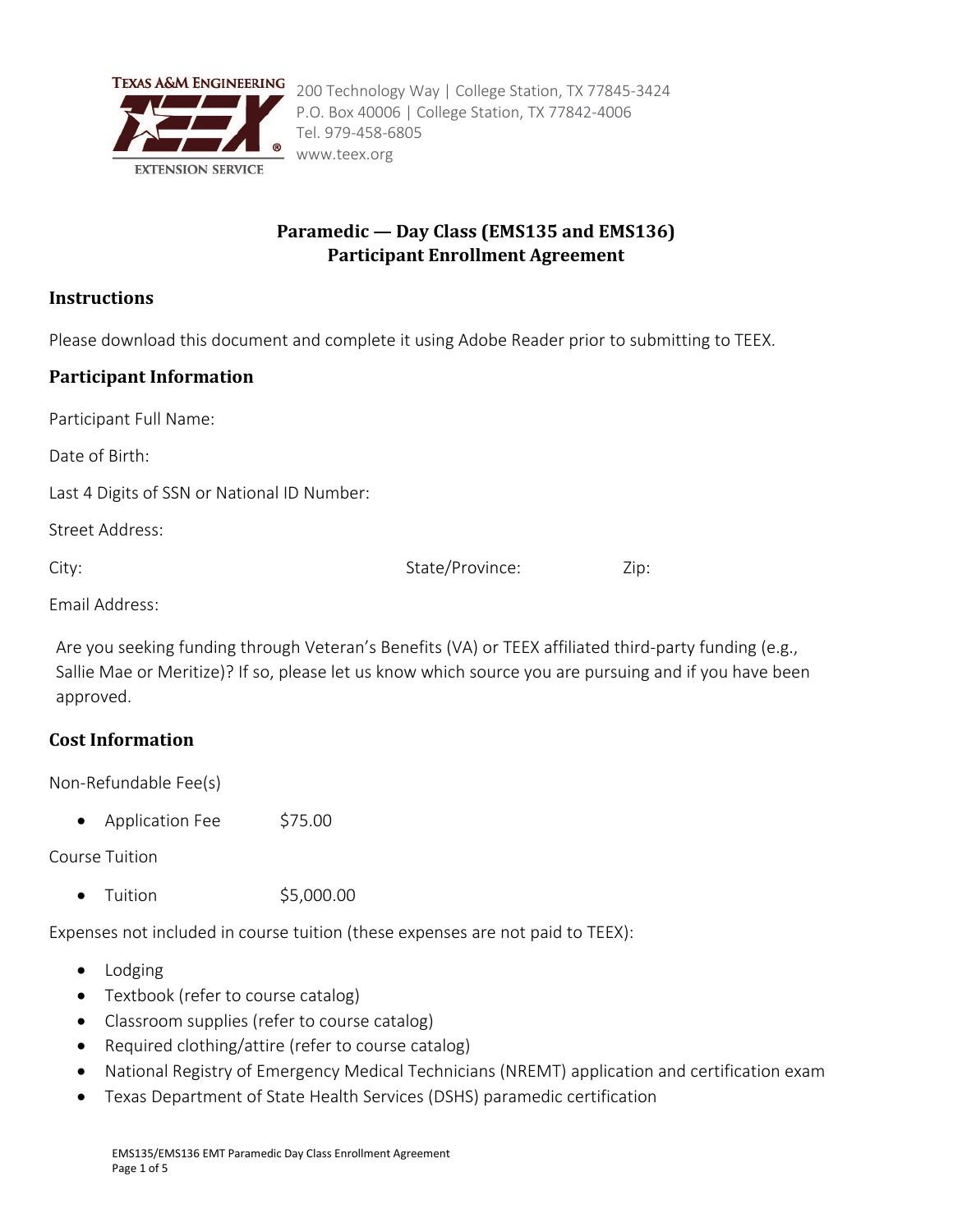TEXAS A&M ENGINEERING EXTENSION SERVICE

200 Technology Way | College Station, TX 77845-3424
P.O. Box 40006 | College Station, TX 77842-4006
Tel. 979-458-6805
www.teex.org

# Paramedic — Day Class (EMS135 and EMS136)
# Participant Enrollment Agreement

## Instructions

Please download this document and complete it using Adobe Reader prior to submitting to TEEX.

## Participant Information

Participant Full Name:

Date of Birth:

Last 4 Digits of SSN or National ID Number:

Street Address:

City: State/Province: Zip:

Email Address:

Are you seeking funding through Veteran's Benefits (VA) or TEEX affiliated third-party funding (e.g., Sallie Mae or Meritize)? If so, please let us know which source you are pursuing and if you have been approved.

## Cost Information

Non-Refundable Fee(s)

- Application Fee $75.00

Course Tuition

- Tuition $5,000.00

Expenses not included in course tuition (these expenses are not paid to TEEX):

- Lodging
- Textbook (refer to course catalog)
- Classroom supplies (refer to course catalog)
- Required clothing/attire (refer to course catalog)
- National Registry of Emergency Medical Technicians (NREMT) application and certification exam
- Texas Department of State Health Services (DSHS) paramedic certification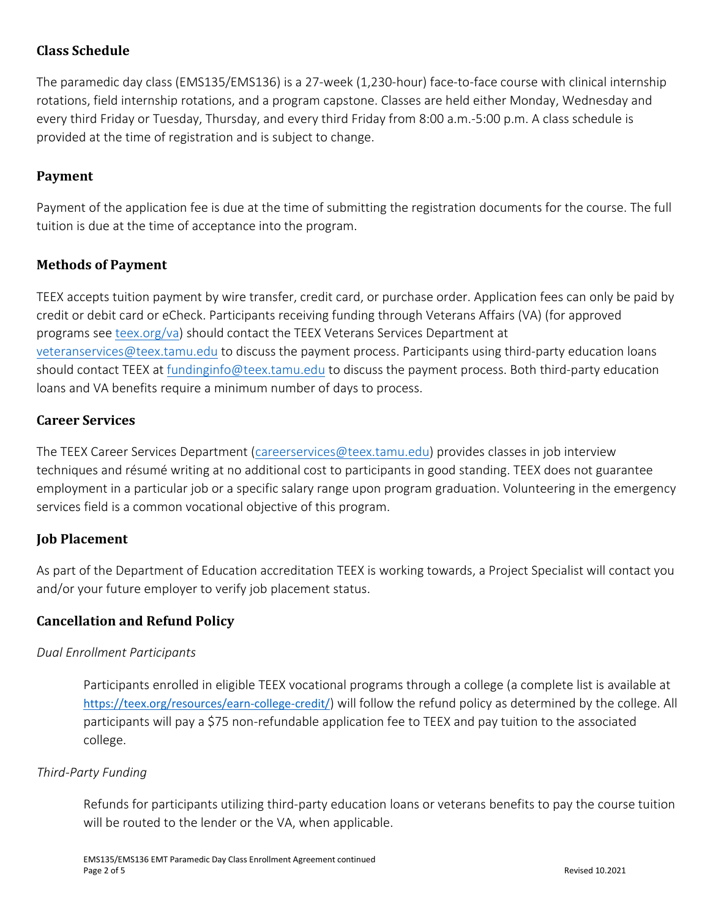## Class Schedule

The paramedic day class (EMS135/EMS136) is a 27-week (1,230-hour) face-to-face course with clinical internship rotations, field internship rotations, and a program capstone. Classes are held either Monday, Wednesday and every third Friday or Tuesday, Thursday, and every third Friday from 8:00 a.m.-5:00 p.m. A class schedule is provided at the time of registration and is subject to change.

## Payment

Payment of the application fee is due at the time of submitting the registration documents for the course. The full tuition is due at the time of acceptance into the program.

## Methods of Payment

TEEX accepts tuition payment by wire transfer, credit card, or purchase order. Application fees can only be paid by credit or debit card or eCheck. Participants receiving funding through Veterans Affairs (VA) (for approved programs see [teex.org/va](teex.org/va)) should contact the TEEX Veterans Services Department at [veteranservices@teex.tamu.edu](mailto:veteranservices@teex.tamu.edu) to discuss the payment process. Participants using third-party education loans should contact TEEX at [fundinginfo@teex.tamu.edu](mailto:fundinginfo@teex.tamu.edu) to discuss the payment process. Both third-party education loans and VA benefits require a minimum number of days to process.

## Career Services

The TEEX Career Services Department ([careerservices@teex.tamu.edu](mailto:careerservices@teex.tamu.edu)) provides classes in job interview techniques and résumé writing at no additional cost to participants in good standing. TEEX does not guarantee employment in a particular job or a specific salary range upon program graduation. Volunteering in the emergency services field is a common vocational objective of this program.

## Job Placement

As part of the Department of Education accreditation TEEX is working towards, a Project Specialist will contact you and/or your future employer to verify job placement status.

## Cancellation and Refund Policy

*Dual Enrollment Participants*

> Participants enrolled in eligible TEEX vocational programs through a college (a complete list is available at [https://teex.org/resources/earn-college-credit/](https://teex.org/resources/earn-college-credit/)) will follow the refund policy as determined by the college. All participants will pay a $75 non-refundable application fee to TEEX and pay tuition to the associated college.

*Third-Party Funding*

> Refunds for participants utilizing third-party education loans or veterans benefits to pay the course tuition will be routed to the lender or the VA, when applicable.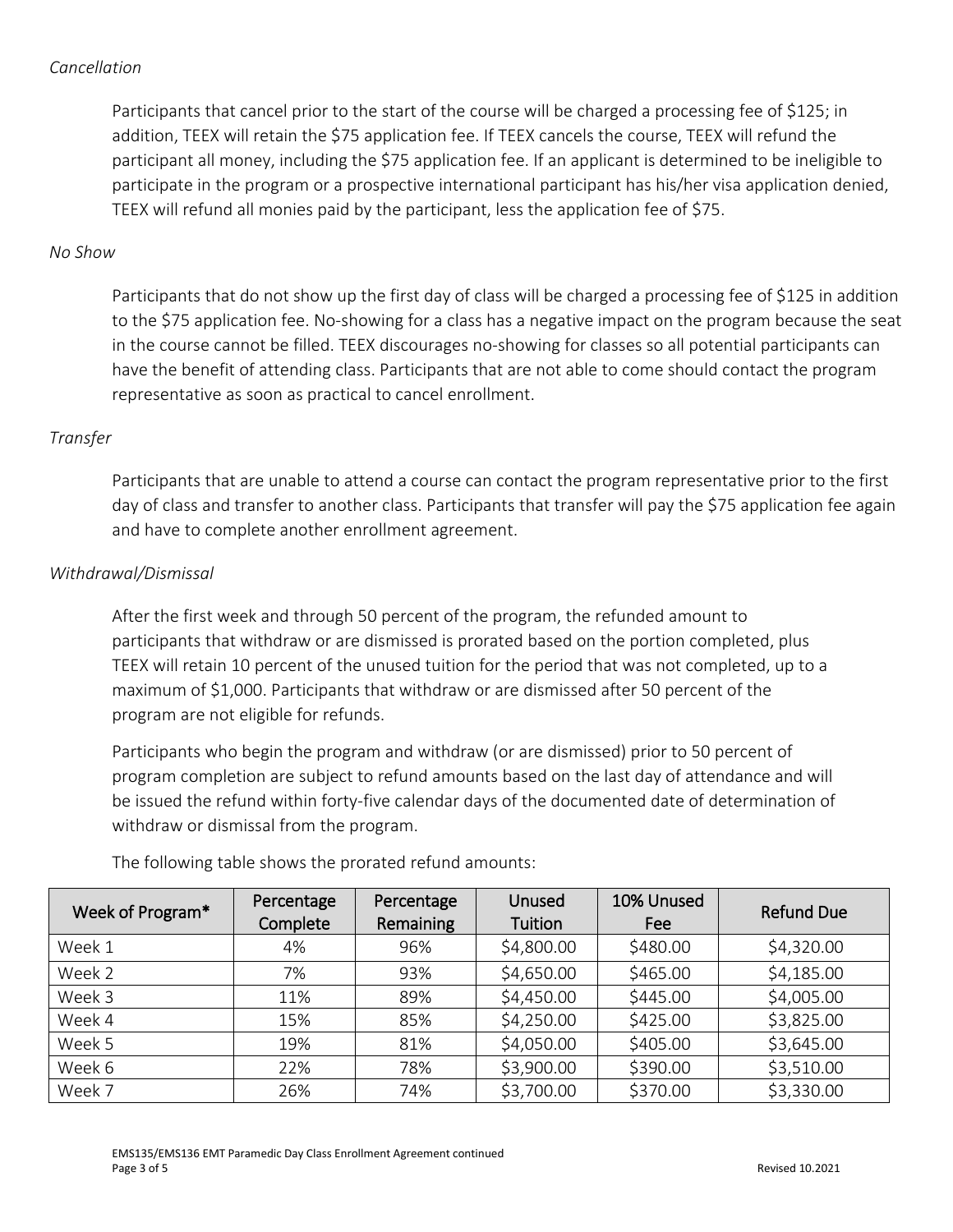*Cancellation*

Participants that cancel prior to the start of the course will be charged a processing fee of $125; in addition, TEEX will retain the $75 application fee. If TEEX cancels the course, TEEX will refund the participant all money, including the $75 application fee. If an applicant is determined to be ineligible to participate in the program or a prospective international participant has his/her visa application denied, TEEX will refund all monies paid by the participant, less the application fee of $75.

*No Show*

Participants that do not show up the first day of class will be charged a processing fee of $125 in addition to the $75 application fee. No-showing for a class has a negative impact on the program because the seat in the course cannot be filled. TEEX discourages no-showing for classes so all potential participants can have the benefit of attending class. Participants that are not able to come should contact the program representative as soon as practical to cancel enrollment.

*Transfer*

Participants that are unable to attend a course can contact the program representative prior to the first day of class and transfer to another class. Participants that transfer will pay the $75 application fee again and have to complete another enrollment agreement.

*Withdrawal/Dismissal*

After the first week and through 50 percent of the program, the refunded amount to participants that withdraw or are dismissed is prorated based on the portion completed, plus TEEX will retain 10 percent of the unused tuition for the period that was not completed, up to a maximum of $1,000. Participants that withdraw or are dismissed after 50 percent of the program are not eligible for refunds.

Participants who begin the program and withdraw (or are dismissed) prior to 50 percent of program completion are subject to refund amounts based on the last day of attendance and will be issued the refund within forty-five calendar days of the documented date of determination of withdraw or dismissal from the program.

The following table shows the prorated refund amounts:

| Week of Program* | Percentage Complete | Percentage Remaining | Unused Tuition | 10% Unused Fee | Refund Due |
|---|---|---|---|---|---|
| Week 1 | 4% | 96% | $4,800.00 | $480.00 | $4,320.00 |
| Week 2 | 7% | 93% | $4,650.00 | $465.00 | $4,185.00 |
| Week 3 | 11% | 89% | $4,450.00 | $445.00 | $4,005.00 |
| Week 4 | 15% | 85% | $4,250.00 | $425.00 | $3,825.00 |
| Week 5 | 19% | 81% | $4,050.00 | $405.00 | $3,645.00 |
| Week 6 | 22% | 78% | $3,900.00 | $390.00 | $3,510.00 |
| Week 7 | 26% | 74% | $3,700.00 | $370.00 | $3,330.00 |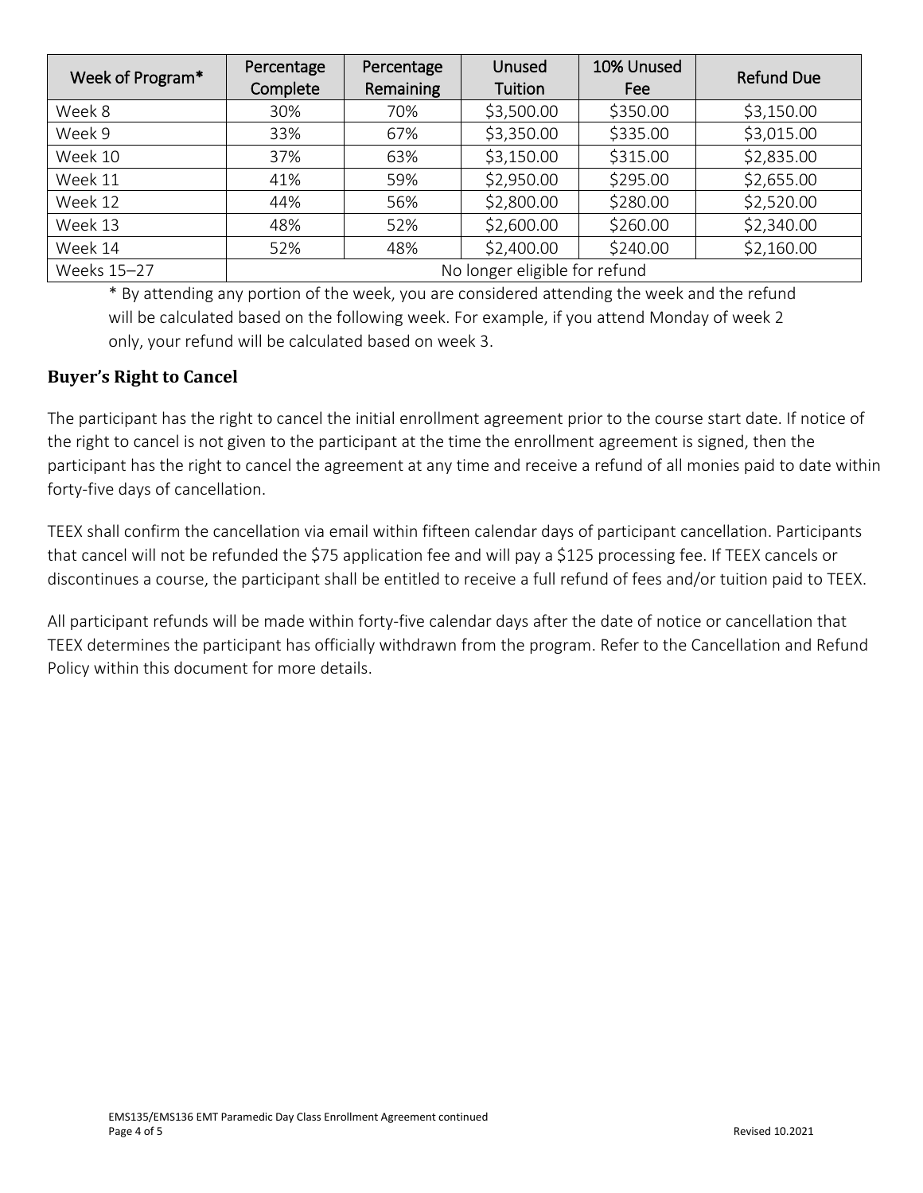| Week of Program* | Percentage Complete | Percentage Remaining | Unused Tuition | 10% Unused Fee | Refund Due |
|---|---|---|---|---|---|
| Week 8 | 30% | 70% | $3,500.00 | $350.00 | $3,150.00 |
| Week 9 | 33% | 67% | $3,350.00 | $335.00 | $3,015.00 |
| Week 10 | 37% | 63% | $3,150.00 | $315.00 | $2,835.00 |
| Week 11 | 41% | 59% | $2,950.00 | $295.00 | $2,655.00 |
| Week 12 | 44% | 56% | $2,800.00 | $280.00 | $2,520.00 |
| Week 13 | 48% | 52% | $2,600.00 | $260.00 | $2,340.00 |
| Week 14 | 52% | 48% | $2,400.00 | $240.00 | $2,160.00 |
| Weeks 15–27 | No longer eligible for refund | | | | |

* By attending any portion of the week, you are considered attending the week and the refund will be calculated based on the following week. For example, if you attend Monday of week 2 only, your refund will be calculated based on week 3.

### Buyer's Right to Cancel

The participant has the right to cancel the initial enrollment agreement prior to the course start date. If notice of the right to cancel is not given to the participant at the time the enrollment agreement is signed, then the participant has the right to cancel the agreement at any time and receive a refund of all monies paid to date within forty-five days of cancellation.

TEEX shall confirm the cancellation via email within fifteen calendar days of participant cancellation. Participants that cancel will not be refunded the $75 application fee and will pay a $125 processing fee. If TEEX cancels or discontinues a course, the participant shall be entitled to receive a full refund of fees and/or tuition paid to TEEX.

All participant refunds will be made within forty-five calendar days after the date of notice or cancellation that TEEX determines the participant has officially withdrawn from the program. Refer to the Cancellation and Refund Policy within this document for more details.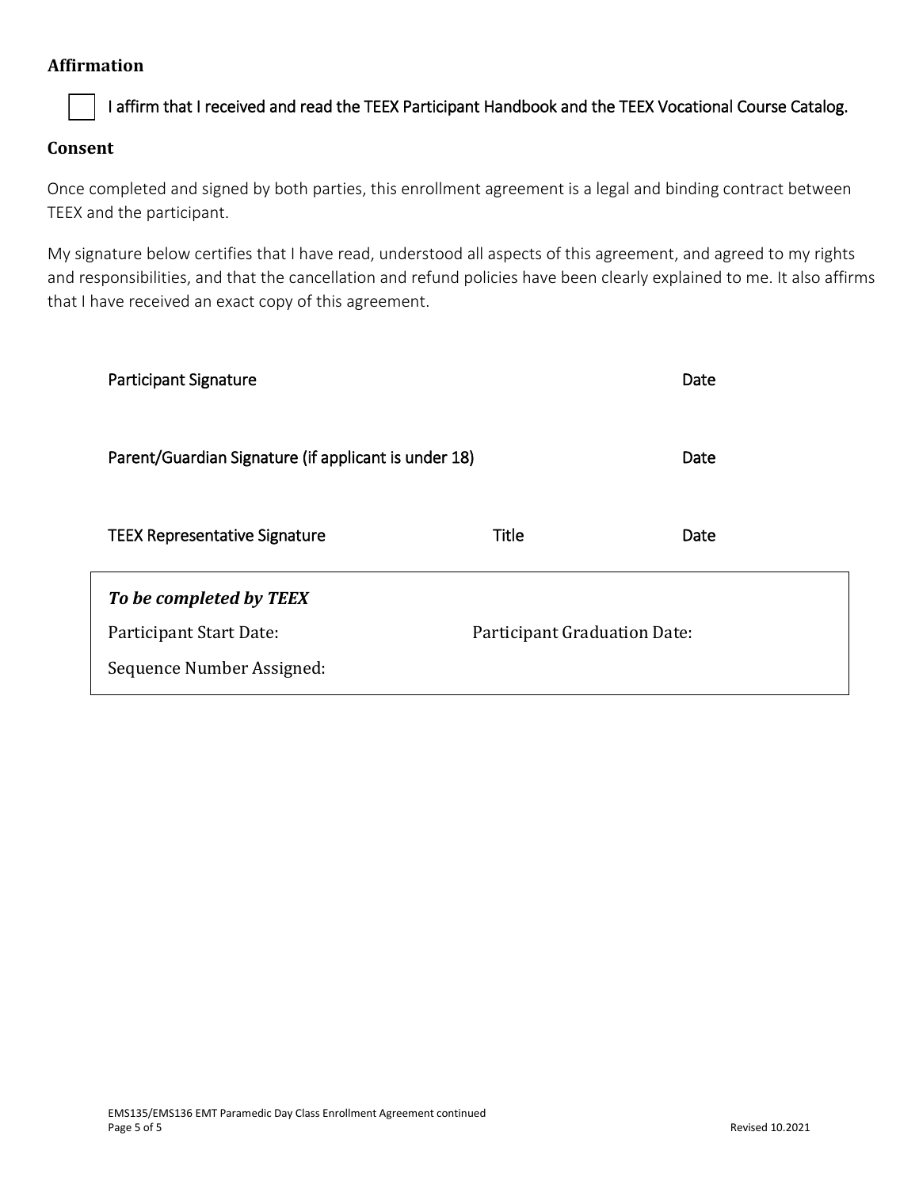## Affirmation

☐ I affirm that I received and read the TEEX Participant Handbook and the TEEX Vocational Course Catalog.

## Consent

Once completed and signed by both parties, this enrollment agreement is a legal and binding contract between TEEX and the participant.

My signature below certifies that I have read, understood all aspects of this agreement, and agreed to my rights and responsibilities, and that the cancellation and refund policies have been clearly explained to me. It also affirms that I have received an exact copy of this agreement.

Participant Signature Date

Parent/Guardian Signature (if applicant is under 18) Date

TEEX Representative Signature Title Date

***To be completed by TEEX***

Participant Start Date: Participant Graduation Date:

Sequence Number Assigned:

EMS135/EMS136 EMT Paramedic Day Class Enrollment Agreement continued

Revised 10.2021